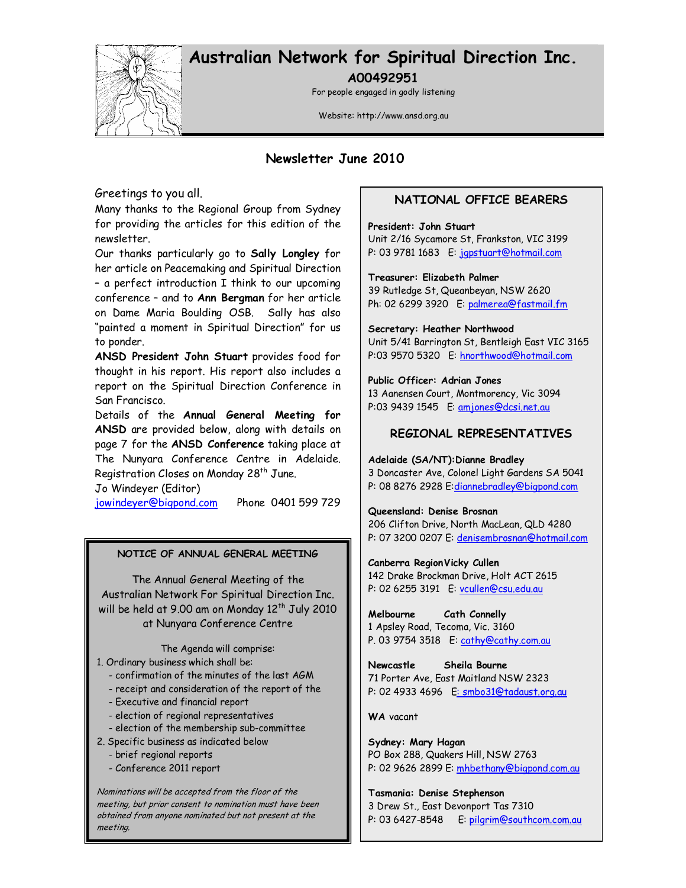# Australian Network for Spiritual Direction Inc.

**A00492951**

For people engaged in godly listening

Website: http://www.ansd.org.au

## Newsletter June 2010

Greetings to you all.

Many thanks to the Regional Group from Sydney for providing the articles for this edition of the newsletter.

Our thanks particularly go to **Sally Longley** for her article on Peacemaking and Spiritual Direction – a perfect introduction I think to our upcoming conference – and to **Ann Bergman** for her article on Dame Maria Boulding OSB. Sally has also "painted a moment in Spiritual Direction" for us to ponder.

**ANSD President John Stuart** provides food for thought in his report. His report also includes a report on the Spiritual Direction Conference in San Francisco.

Details of the **Annual General Meeting for ANSD** are provided below, along with details on page 7 for the **ANSD Conference** taking place at The Nunyara Conference Centre in Adelaide. Registration Closes on Monday 28th June.

Jo Windeyer (Editor)

jowindeyer@bigpond.com    Phone 0401 599 729

### NOTICE OF ANNUAL GENERAL MEETING

The Annual General Meeting of the Australian Network For Spiritual Direction Inc. will be held at 9.00 am on Monday 12th July 2010 at Nunyara Conference Centre

The Agenda will comprise:

1. Ordinary business which shall be:
   - confirmation of the minutes of the last AGM
   - receipt and consideration of the report of the
   - Executive and financial report
   - election of regional representatives
   - election of the membership sub-committee
2. Specific business as indicated below
   - brief regional reports
   - Conference 2011 report

*Nominations will be accepted from the floor of the meeting, but prior consent to nomination must have been obtained from anyone nominated but not present at the meeting.*

### NATIONAL OFFICE BEARERS

**President: John Stuart**
Unit 2/16 Sycamore St, Frankston, VIC 3199
P: 03 9781 1683 E: jgpstuart@hotmail.com

**Treasurer: Elizabeth Palmer**
39 Rutledge St, Queanbeyan, NSW 2620
Ph: 02 6299 3920 E: palmerea@fastmail.fm

**Secretary: Heather Northwood**
Unit 5/41 Barrington St, Bentleigh East VIC 3165
P:03 9570 5320 E: hnorthwood@hotmail.com

**Public Officer: Adrian Jones**
13 Aanensen Court, Montmorency, Vic 3094
P:03 9439 1545 E: amjones@dcsi.net.au

### REGIONAL REPRESENTATIVES

**Adelaide (SA/NT):Dianne Bradley**
3 Doncaster Ave, Colonel Light Gardens SA 5041
P: 08 8276 2928 E:diannebradley@bigpond.com

**Queensland: Denise Brosnan**
206 Clifton Drive, North MacLean, QLD 4280
P: 07 3200 0207 E: denisembrosnan@hotmail.com

**Canberra Region Vicky Cullen**
142 Drake Brockman Drive, Holt ACT 2615
P: 02 6255 3191 E: vcullen@csu.edu.au

**Melbourne  Cath Connelly**
1 Apsley Road, Tecoma, Vic. 3160
P. 03 9754 3518 E: cathy@cathy.com.au

**Newcastle  Sheila Bourne**
71 Porter Ave, East Maitland NSW 2323
P: 02 4933 4696 E: smbo31@tadaust.org.au

**WA** vacant

**Sydney: Mary Hagan**
PO Box 288, Quakers Hill, NSW 2763
P: 02 9626 2899 E: mhbethany@bigpond.com.au

**Tasmania: Denise Stephenson**
3 Drew St., East Devonport Tas 7310
P: 03 6427-8548  E: pilgrim@southcom.com.au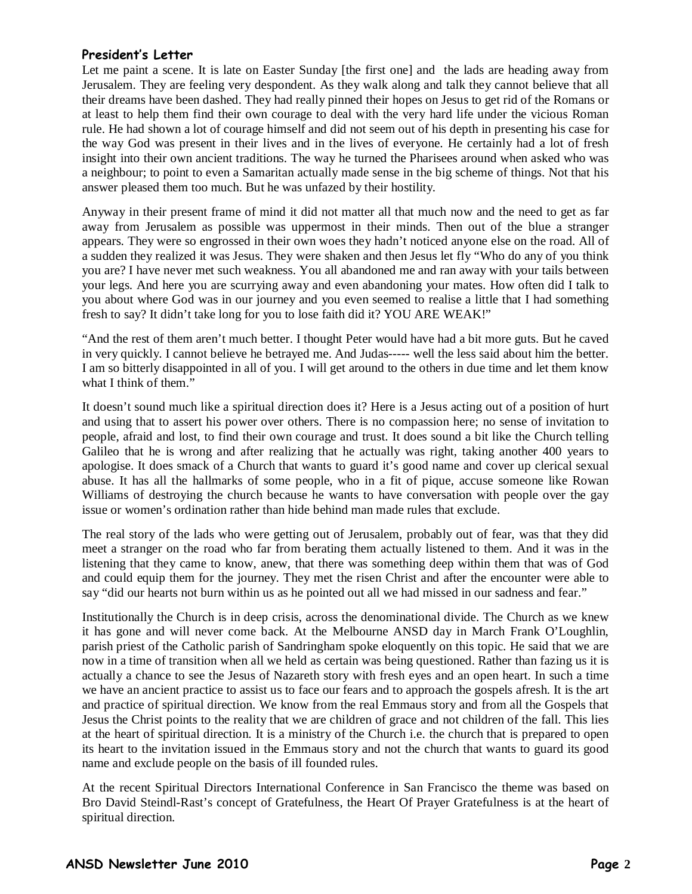## President's Letter

Let me paint a scene. It is late on Easter Sunday [the first one] and the lads are heading away from Jerusalem. They are feeling very despondent. As they walk along and talk they cannot believe that all their dreams have been dashed. They had really pinned their hopes on Jesus to get rid of the Romans or at least to help them find their own courage to deal with the very hard life under the vicious Roman rule. He had shown a lot of courage himself and did not seem out of his depth in presenting his case for the way God was present in their lives and in the lives of everyone. He certainly had a lot of fresh insight into their own ancient traditions. The way he turned the Pharisees around when asked who was a neighbour; to point to even a Samaritan actually made sense in the big scheme of things. Not that his answer pleased them too much. But he was unfazed by their hostility.

Anyway in their present frame of mind it did not matter all that much now and the need to get as far away from Jerusalem as possible was uppermost in their minds. Then out of the blue a stranger appears. They were so engrossed in their own woes they hadn't noticed anyone else on the road. All of a sudden they realized it was Jesus. They were shaken and then Jesus let fly "Who do any of you think you are? I have never met such weakness. You all abandoned me and ran away with your tails between your legs. And here you are scurrying away and even abandoning your mates. How often did I talk to you about where God was in our journey and you even seemed to realise a little that I had something fresh to say? It didn't take long for you to lose faith did it? YOU ARE WEAK!"

"And the rest of them aren't much better. I thought Peter would have had a bit more guts. But he caved in very quickly. I cannot believe he betrayed me. And Judas----- well the less said about him the better. I am so bitterly disappointed in all of you. I will get around to the others in due time and let them know what I think of them."

It doesn't sound much like a spiritual direction does it? Here is a Jesus acting out of a position of hurt and using that to assert his power over others. There is no compassion here; no sense of invitation to people, afraid and lost, to find their own courage and trust. It does sound a bit like the Church telling Galileo that he is wrong and after realizing that he actually was right, taking another 400 years to apologise. It does smack of a Church that wants to guard it's good name and cover up clerical sexual abuse. It has all the hallmarks of some people, who in a fit of pique, accuse someone like Rowan Williams of destroying the church because he wants to have conversation with people over the gay issue or women's ordination rather than hide behind man made rules that exclude.

The real story of the lads who were getting out of Jerusalem, probably out of fear, was that they did meet a stranger on the road who far from berating them actually listened to them. And it was in the listening that they came to know, anew, that there was something deep within them that was of God and could equip them for the journey. They met the risen Christ and after the encounter were able to say "did our hearts not burn within us as he pointed out all we had missed in our sadness and fear."

Institutionally the Church is in deep crisis, across the denominational divide. The Church as we knew it has gone and will never come back. At the Melbourne ANSD day in March Frank O'Loughlin, parish priest of the Catholic parish of Sandringham spoke eloquently on this topic. He said that we are now in a time of transition when all we held as certain was being questioned. Rather than fazing us it is actually a chance to see the Jesus of Nazareth story with fresh eyes and an open heart. In such a time we have an ancient practice to assist us to face our fears and to approach the gospels afresh. It is the art and practice of spiritual direction. We know from the real Emmaus story and from all the Gospels that Jesus the Christ points to the reality that we are children of grace and not children of the fall. This lies at the heart of spiritual direction. It is a ministry of the Church i.e. the church that is prepared to open its heart to the invitation issued in the Emmaus story and not the church that wants to guard its good name and exclude people on the basis of ill founded rules.

At the recent Spiritual Directors International Conference in San Francisco the theme was based on Bro David Steindl-Rast's concept of Gratefulness, the Heart Of Prayer Gratefulness is at the heart of spiritual direction.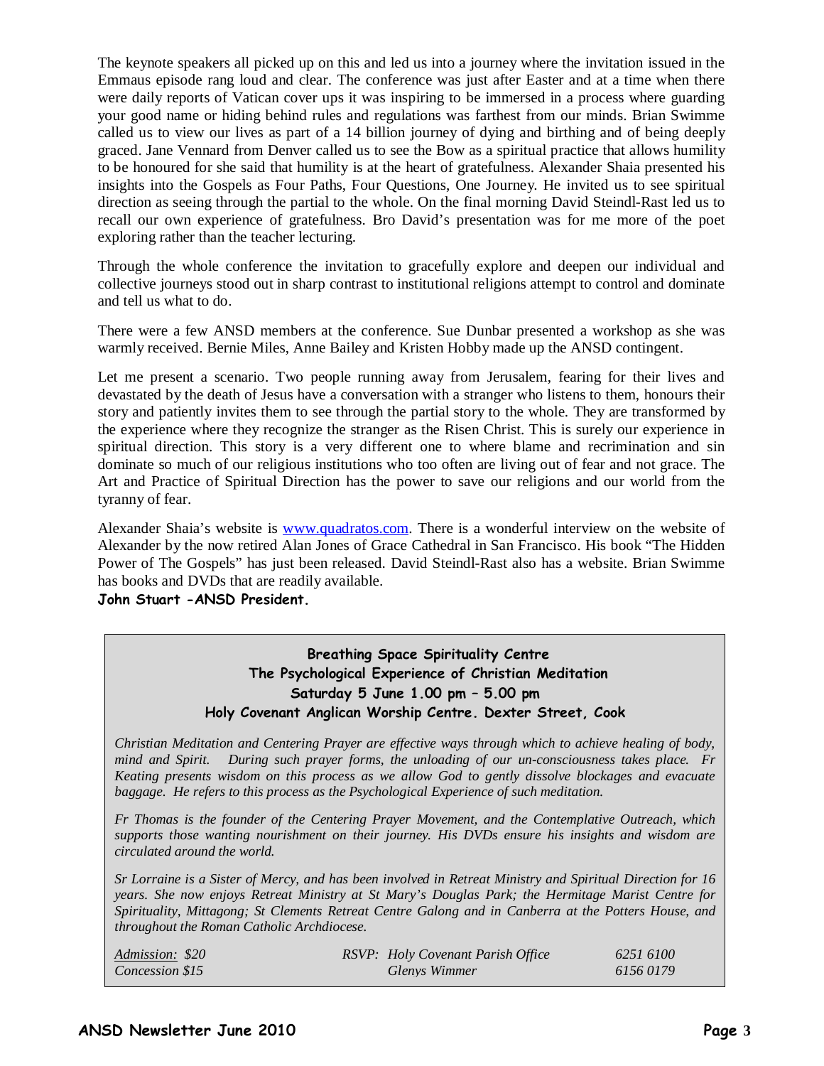The keynote speakers all picked up on this and led us into a journey where the invitation issued in the Emmaus episode rang loud and clear. The conference was just after Easter and at a time when there were daily reports of Vatican cover ups it was inspiring to be immersed in a process where guarding your good name or hiding behind rules and regulations was farthest from our minds. Brian Swimme called us to view our lives as part of a 14 billion journey of dying and birthing and of being deeply graced. Jane Vennard from Denver called us to see the Bow as a spiritual practice that allows humility to be honoured for she said that humility is at the heart of gratefulness. Alexander Shaia presented his insights into the Gospels as Four Paths, Four Questions, One Journey. He invited us to see spiritual direction as seeing through the partial to the whole. On the final morning David Steindl-Rast led us to recall our own experience of gratefulness. Bro David's presentation was for me more of the poet exploring rather than the teacher lecturing.

Through the whole conference the invitation to gracefully explore and deepen our individual and collective journeys stood out in sharp contrast to institutional religions attempt to control and dominate and tell us what to do.

There were a few ANSD members at the conference. Sue Dunbar presented a workshop as she was warmly received. Bernie Miles, Anne Bailey and Kristen Hobby made up the ANSD contingent.

Let me present a scenario. Two people running away from Jerusalem, fearing for their lives and devastated by the death of Jesus have a conversation with a stranger who listens to them, honours their story and patiently invites them to see through the partial story to the whole. They are transformed by the experience where they recognize the stranger as the Risen Christ. This is surely our experience in spiritual direction. This story is a very different one to where blame and recrimination and sin dominate so much of our religious institutions who too often are living out of fear and not grace. The Art and Practice of Spiritual Direction has the power to save our religions and our world from the tyranny of fear.

Alexander Shaia's website is www.quadratos.com. There is a wonderful interview on the website of Alexander by the now retired Alan Jones of Grace Cathedral in San Francisco. His book "The Hidden Power of The Gospels" has just been released. David Steindl-Rast also has a website. Brian Swimme has books and DVDs that are readily available.

**John Stuart -ANSD President.**

**Breathing Space Spirituality Centre**
**The Psychological Experience of Christian Meditation**
**Saturday 5 June 1.00 pm – 5.00 pm**
**Holy Covenant Anglican Worship Centre. Dexter Street, Cook**

*Christian Meditation and Centering Prayer are effective ways through which to achieve healing of body, mind and Spirit. During such prayer forms, the unloading of our un-consciousness takes place. Fr Keating presents wisdom on this process as we allow God to gently dissolve blockages and evacuate baggage. He refers to this process as the Psychological Experience of such meditation.*

*Fr Thomas is the founder of the Centering Prayer Movement, and the Contemplative Outreach, which supports those wanting nourishment on their journey. His DVDs ensure his insights and wisdom are circulated around the world.*

*Sr Lorraine is a Sister of Mercy, and has been involved in Retreat Ministry and Spiritual Direction for 16 years. She now enjoys Retreat Ministry at St Mary's Douglas Park; the Hermitage Marist Centre for Spirituality, Mittagong; St Clements Retreat Centre Galong and in Canberra at the Potters House, and throughout the Roman Catholic Archdiocese.*

*Admission: $20* — *RSVP: Holy Covenant Parish Office* — *6251 6100*
*Concession $15* — *Glenys Wimmer* — *6156 0179*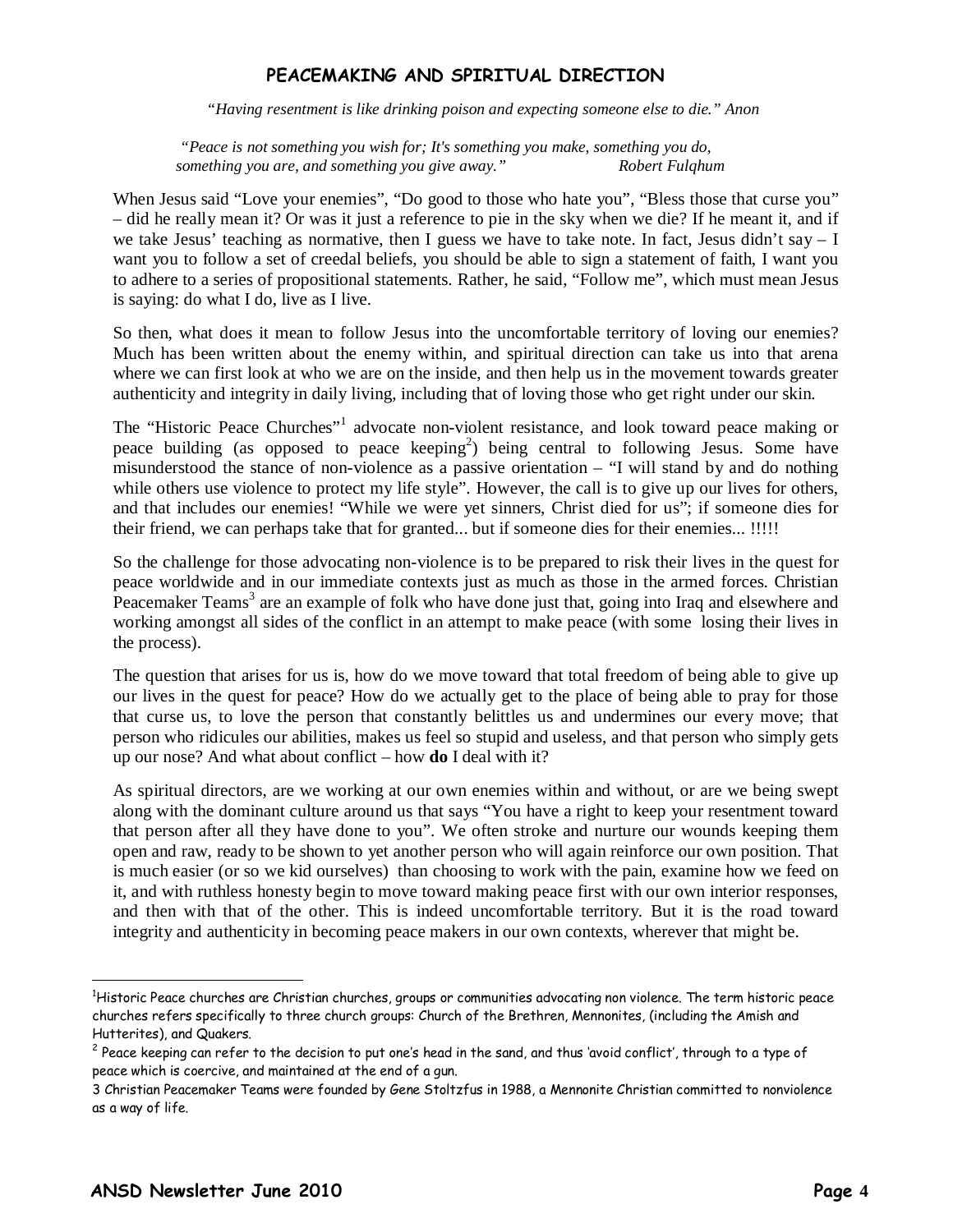## PEACEMAKING AND SPIRITUAL DIRECTION

*"Having resentment is like drinking poison and expecting someone else to die." Anon*

*"Peace is not something you wish for; It's something you make, something you do, something you are, and something you give away."* *Robert Fulqhum*

When Jesus said "Love your enemies", "Do good to those who hate you", "Bless those that curse you" – did he really mean it? Or was it just a reference to pie in the sky when we die? If he meant it, and if we take Jesus' teaching as normative, then I guess we have to take note. In fact, Jesus didn't say – I want you to follow a set of creedal beliefs, you should be able to sign a statement of faith, I want you to adhere to a series of propositional statements. Rather, he said, "Follow me", which must mean Jesus is saying: do what I do, live as I live.

So then, what does it mean to follow Jesus into the uncomfortable territory of loving our enemies? Much has been written about the enemy within, and spiritual direction can take us into that arena where we can first look at who we are on the inside, and then help us in the movement towards greater authenticity and integrity in daily living, including that of loving those who get right under our skin.

The "Historic Peace Churches"[1] advocate non-violent resistance, and look toward peace making or peace building (as opposed to peace keeping[2]) being central to following Jesus. Some have misunderstood the stance of non-violence as a passive orientation – "I will stand by and do nothing while others use violence to protect my life style". However, the call is to give up our lives for others, and that includes our enemies! "While we were yet sinners, Christ died for us"; if someone dies for their friend, we can perhaps take that for granted... but if someone dies for their enemies... !!!!!

So the challenge for those advocating non-violence is to be prepared to risk their lives in the quest for peace worldwide and in our immediate contexts just as much as those in the armed forces. Christian Peacemaker Teams[3] are an example of folk who have done just that, going into Iraq and elsewhere and working amongst all sides of the conflict in an attempt to make peace (with some losing their lives in the process).

The question that arises for us is, how do we move toward that total freedom of being able to give up our lives in the quest for peace? How do we actually get to the place of being able to pray for those that curse us, to love the person that constantly belittles us and undermines our every move; that person who ridicules our abilities, makes us feel so stupid and useless, and that person who simply gets up our nose? And what about conflict – how **do** I deal with it?

As spiritual directors, are we working at our own enemies within and without, or are we being swept along with the dominant culture around us that says "You have a right to keep your resentment toward that person after all they have done to you". We often stroke and nurture our wounds keeping them open and raw, ready to be shown to yet another person who will again reinforce our own position. That is much easier (or so we kid ourselves) than choosing to work with the pain, examine how we feed on it, and with ruthless honesty begin to move toward making peace first with our own interior responses, and then with that of the other. This is indeed uncomfortable territory. But it is the road toward integrity and authenticity in becoming peace makers in our own contexts, wherever that might be.

---

[1] Historic Peace churches are Christian churches, groups or communities advocating non violence. The term historic peace churches refers specifically to three church groups: Church of the Brethren, Mennonites, (including the Amish and Hutterites), and Quakers.

[2] Peace keeping can refer to the decision to put one's head in the sand, and thus 'avoid conflict', through to a type of peace which is coercive, and maintained at the end of a gun.

3 Christian Peacemaker Teams were founded by Gene Stoltzfus in 1988, a Mennonite Christian committed to nonviolence as a way of life.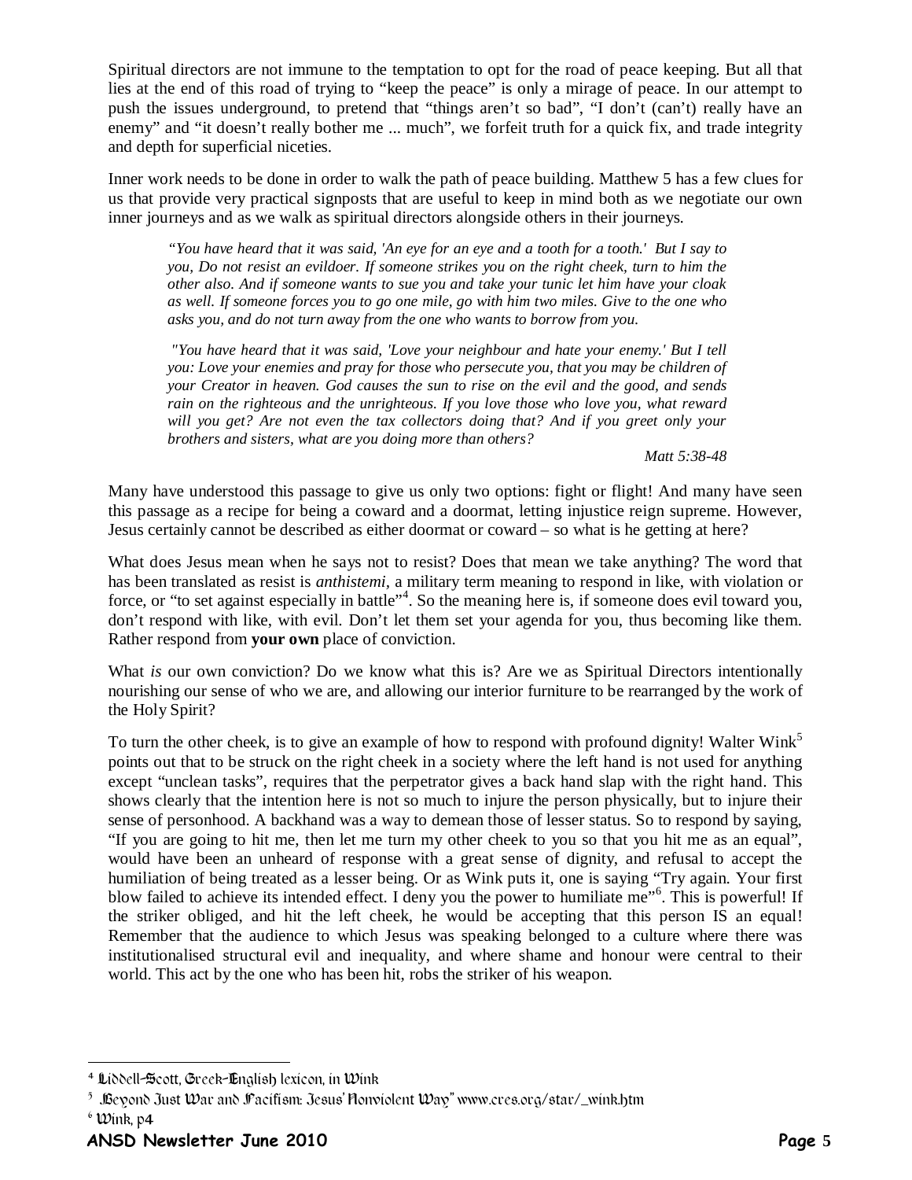Spiritual directors are not immune to the temptation to opt for the road of peace keeping. But all that lies at the end of this road of trying to "keep the peace" is only a mirage of peace. In our attempt to push the issues underground, to pretend that "things aren't so bad", "I don't (can't) really have an enemy" and "it doesn't really bother me ... much", we forfeit truth for a quick fix, and trade integrity and depth for superficial niceties.

Inner work needs to be done in order to walk the path of peace building. Matthew 5 has a few clues for us that provide very practical signposts that are useful to keep in mind both as we negotiate our own inner journeys and as we walk as spiritual directors alongside others in their journeys.

> *"You have heard that it was said, 'An eye for an eye and a tooth for a tooth.' But I say to you, Do not resist an evildoer. If someone strikes you on the right cheek, turn to him the other also. And if someone wants to sue you and take your tunic let him have your cloak as well. If someone forces you to go one mile, go with him two miles. Give to the one who asks you, and do not turn away from the one who wants to borrow from you.*
>
> *"You have heard that it was said, 'Love your neighbour and hate your enemy.' But I tell you: Love your enemies and pray for those who persecute you, that you may be children of your Creator in heaven. God causes the sun to rise on the evil and the good, and sends rain on the righteous and the unrighteous. If you love those who love you, what reward will you get? Are not even the tax collectors doing that? And if you greet only your brothers and sisters, what are you doing more than others?*
>
> *Matt 5:38-48*

Many have understood this passage to give us only two options: fight or flight! And many have seen this passage as a recipe for being a coward and a doormat, letting injustice reign supreme. However, Jesus certainly cannot be described as either doormat or coward – so what is he getting at here?

What does Jesus mean when he says not to resist? Does that mean we take anything? The word that has been translated as resist is *anthistemi*, a military term meaning to respond in like, with violation or force, or "to set against especially in battle"[4]. So the meaning here is, if someone does evil toward you, don't respond with like, with evil. Don't let them set your agenda for you, thus becoming like them. Rather respond from **your own** place of conviction.

What *is* our own conviction? Do we know what this is? Are we as Spiritual Directors intentionally nourishing our sense of who we are, and allowing our interior furniture to be rearranged by the work of the Holy Spirit?

To turn the other cheek, is to give an example of how to respond with profound dignity! Walter Wink[5] points out that to be struck on the right cheek in a society where the left hand is not used for anything except "unclean tasks", requires that the perpetrator gives a back hand slap with the right hand. This shows clearly that the intention here is not so much to injure the person physically, but to injure their sense of personhood. A backhand was a way to demean those of lesser status. So to respond by saying, "If you are going to hit me, then let me turn my other cheek to you so that you hit me as an equal", would have been an unheard of response with a great sense of dignity, and refusal to accept the humiliation of being treated as a lesser being. Or as Wink puts it, one is saying "Try again. Your first blow failed to achieve its intended effect. I deny you the power to humiliate me"[6]. This is powerful! If the striker obliged, and hit the left cheek, he would be accepting that this person IS an equal! Remember that the audience to which Jesus was speaking belonged to a culture where there was institutionalised structural evil and inequality, and where shame and honour were central to their world. This act by the one who has been hit, robs the striker of his weapon.

---

[4] Liddell-Scott, Greek-English lexicon, in Wink

[5] "Beyond Just War and Pacifism: Jesus' Nonviolent Way" www.cres.org/star/_wink.htm

[6] Wink, p4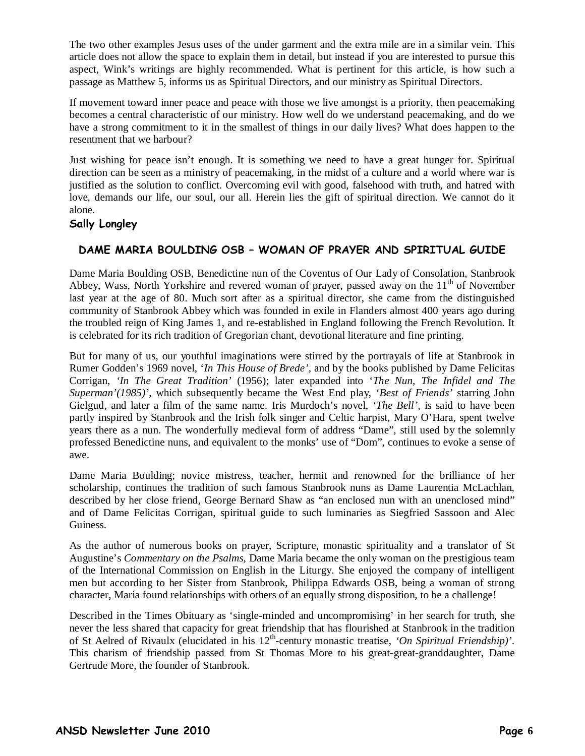The two other examples Jesus uses of the under garment and the extra mile are in a similar vein. This article does not allow the space to explain them in detail, but instead if you are interested to pursue this aspect, Wink's writings are highly recommended. What is pertinent for this article, is how such a passage as Matthew 5, informs us as Spiritual Directors, and our ministry as Spiritual Directors.

If movement toward inner peace and peace with those we live amongst is a priority, then peacemaking becomes a central characteristic of our ministry. How well do we understand peacemaking, and do we have a strong commitment to it in the smallest of things in our daily lives? What does happen to the resentment that we harbour?

Just wishing for peace isn't enough. It is something we need to have a great hunger for. Spiritual direction can be seen as a ministry of peacemaking, in the midst of a culture and a world where war is justified as the solution to conflict. Overcoming evil with good, falsehood with truth, and hatred with love, demands our life, our soul, our all. Herein lies the gift of spiritual direction. We cannot do it alone.

**Sally Longley**

## DAME MARIA BOULDING OSB – WOMAN OF PRAYER AND SPIRITUAL GUIDE

Dame Maria Boulding OSB, Benedictine nun of the Coventus of Our Lady of Consolation, Stanbrook Abbey, Wass, North Yorkshire and revered woman of prayer, passed away on the 11th of November last year at the age of 80. Much sort after as a spiritual director, she came from the distinguished community of Stanbrook Abbey which was founded in exile in Flanders almost 400 years ago during the troubled reign of King James 1, and re-established in England following the French Revolution. It is celebrated for its rich tradition of Gregorian chant, devotional literature and fine printing.

But for many of us, our youthful imaginations were stirred by the portrayals of life at Stanbrook in Rumer Godden's 1969 novel, '*In This House of Brede'*, and by the books published by Dame Felicitas Corrigan, *'In The Great Tradition'* (1956); later expanded into '*The Nun, The Infidel and The Superman'(1985)'*, which subsequently became the West End play, '*Best of Friends'* starring John Gielgud, and later a film of the same name. Iris Murdoch's novel, *'The Bell'*, is said to have been partly inspired by Stanbrook and the Irish folk singer and Celtic harpist, Mary O'Hara, spent twelve years there as a nun. The wonderfully medieval form of address "Dame", still used by the solemnly professed Benedictine nuns, and equivalent to the monks' use of "Dom", continues to evoke a sense of awe.

Dame Maria Boulding; novice mistress, teacher, hermit and renowned for the brilliance of her scholarship, continues the tradition of such famous Stanbrook nuns as Dame Laurentia McLachlan, described by her close friend, George Bernard Shaw as "an enclosed nun with an unenclosed mind" and of Dame Felicitas Corrigan, spiritual guide to such luminaries as Siegfried Sassoon and Alec Guiness.

As the author of numerous books on prayer, Scripture, monastic spirituality and a translator of St Augustine's *Commentary on the Psalms*, Dame Maria became the only woman on the prestigious team of the International Commission on English in the Liturgy. She enjoyed the company of intelligent men but according to her Sister from Stanbrook, Philippa Edwards OSB, being a woman of strong character, Maria found relationships with others of an equally strong disposition, to be a challenge!

Described in the Times Obituary as 'single-minded and uncompromising' in her search for truth, she never the less shared that capacity for great friendship that has flourished at Stanbrook in the tradition of St Aelred of Rivaulx (elucidated in his 12th-century monastic treatise, *'On Spiritual Friendship)'*. This charism of friendship passed from St Thomas More to his great-great-granddaughter, Dame Gertrude More, the founder of Stanbrook.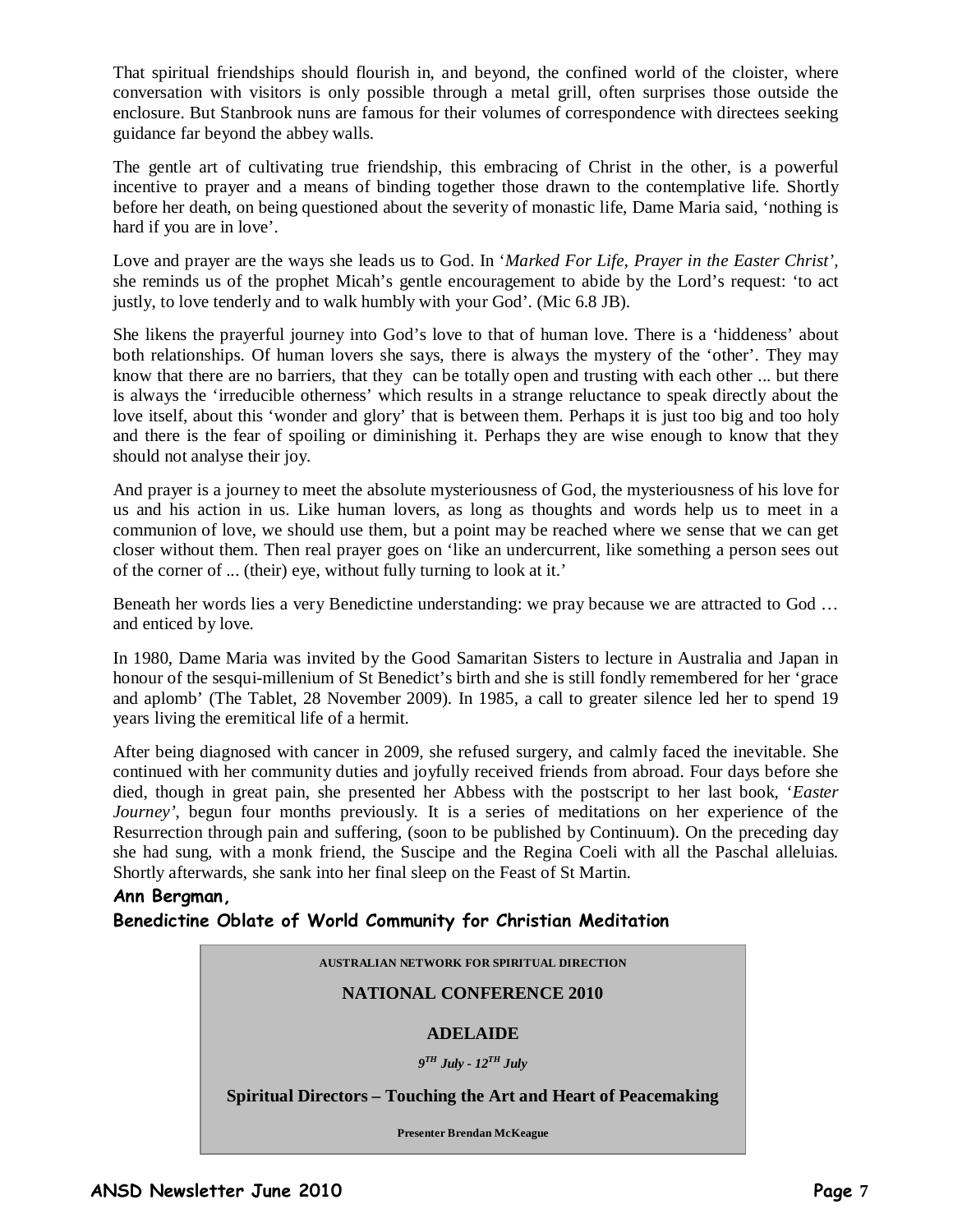That spiritual friendships should flourish in, and beyond, the confined world of the cloister, where conversation with visitors is only possible through a metal grill, often surprises those outside the enclosure. But Stanbrook nuns are famous for their volumes of correspondence with directees seeking guidance far beyond the abbey walls.

The gentle art of cultivating true friendship, this embracing of Christ in the other, is a powerful incentive to prayer and a means of binding together those drawn to the contemplative life. Shortly before her death, on being questioned about the severity of monastic life, Dame Maria said, 'nothing is hard if you are in love'.

Love and prayer are the ways she leads us to God. In '*Marked For Life, Prayer in the Easter Christ'*, she reminds us of the prophet Micah's gentle encouragement to abide by the Lord's request: 'to act justly, to love tenderly and to walk humbly with your God'. (Mic 6.8 JB).

She likens the prayerful journey into God's love to that of human love. There is a 'hiddeness' about both relationships. Of human lovers she says, there is always the mystery of the 'other'. They may know that there are no barriers, that they can be totally open and trusting with each other ... but there is always the 'irreducible otherness' which results in a strange reluctance to speak directly about the love itself, about this 'wonder and glory' that is between them. Perhaps it is just too big and too holy and there is the fear of spoiling or diminishing it. Perhaps they are wise enough to know that they should not analyse their joy.

And prayer is a journey to meet the absolute mysteriousness of God, the mysteriousness of his love for us and his action in us. Like human lovers, as long as thoughts and words help us to meet in a communion of love, we should use them, but a point may be reached where we sense that we can get closer without them. Then real prayer goes on 'like an undercurrent, like something a person sees out of the corner of ... (their) eye, without fully turning to look at it.'

Beneath her words lies a very Benedictine understanding: we pray because we are attracted to God … and enticed by love.

In 1980, Dame Maria was invited by the Good Samaritan Sisters to lecture in Australia and Japan in honour of the sesqui-millenium of St Benedict's birth and she is still fondly remembered for her 'grace and aplomb' (The Tablet, 28 November 2009). In 1985, a call to greater silence led her to spend 19 years living the eremitical life of a hermit.

After being diagnosed with cancer in 2009, she refused surgery, and calmly faced the inevitable. She continued with her community duties and joyfully received friends from abroad. Four days before she died, though in great pain, she presented her Abbess with the postscript to her last book, '*Easter Journey'*, begun four months previously. It is a series of meditations on her experience of the Resurrection through pain and suffering, (soon to be published by Continuum). On the preceding day she had sung, with a monk friend, the Suscipe and the Regina Coeli with all the Paschal alleluias. Shortly afterwards, she sank into her final sleep on the Feast of St Martin.

**Ann Bergman,**
**Benedictine Oblate of World Community for Christian Meditation**

---

**AUSTRALIAN NETWORK FOR SPIRITUAL DIRECTION**

**NATIONAL CONFERENCE 2010**

**ADELAIDE**

***9TH July - 12TH July***

**Spiritual Directors – Touching the Art and Heart of Peacemaking**

**Presenter Brendan McKeague**

---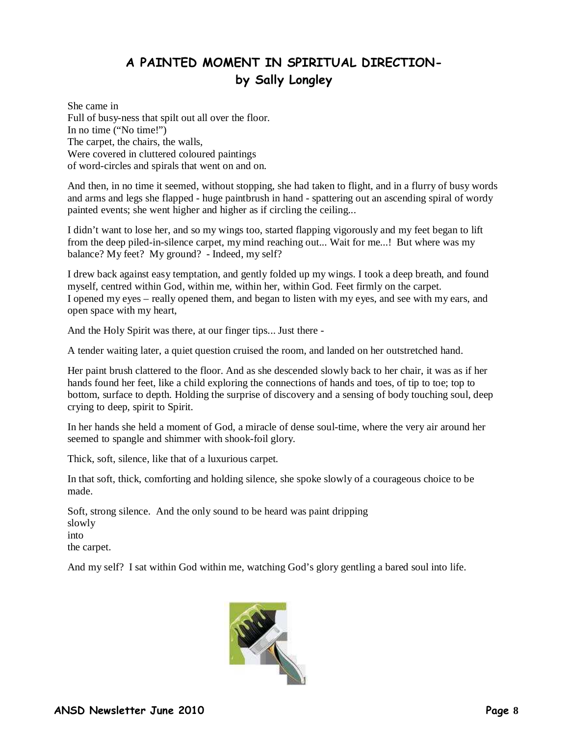## A PAINTED MOMENT IN SPIRITUAL DIRECTION-
## by Sally Longley

She came in
Full of busy-ness that spilt out all over the floor.
In no time ("No time!")
The carpet, the chairs, the walls,
Were covered in cluttered coloured paintings
of word-circles and spirals that went on and on.

And then, in no time it seemed, without stopping, she had taken to flight, and in a flurry of busy words and arms and legs she flapped - huge paintbrush in hand - spattering out an ascending spiral of wordy painted events; she went higher and higher as if circling the ceiling...

I didn't want to lose her, and so my wings too, started flapping vigorously and my feet began to lift from the deep piled-in-silence carpet, my mind reaching out... Wait for me...! But where was my balance? My feet? My ground? - Indeed, my self?

I drew back against easy temptation, and gently folded up my wings. I took a deep breath, and found myself, centred within God, within me, within her, within God. Feet firmly on the carpet.
I opened my eyes – really opened them, and began to listen with my eyes, and see with my ears, and open space with my heart,

And the Holy Spirit was there, at our finger tips... Just there -

A tender waiting later, a quiet question cruised the room, and landed on her outstretched hand.

Her paint brush clattered to the floor. And as she descended slowly back to her chair, it was as if her hands found her feet, like a child exploring the connections of hands and toes, of tip to toe; top to bottom, surface to depth. Holding the surprise of discovery and a sensing of body touching soul, deep crying to deep, spirit to Spirit.

In her hands she held a moment of God, a miracle of dense soul-time, where the very air around her seemed to spangle and shimmer with shook-foil glory.

Thick, soft, silence, like that of a luxurious carpet.

In that soft, thick, comforting and holding silence, she spoke slowly of a courageous choice to be made.

Soft, strong silence. And the only sound to be heard was paint dripping
slowly
into
the carpet.

And my self? I sat within God within me, watching God's glory gentling a bared soul into life.